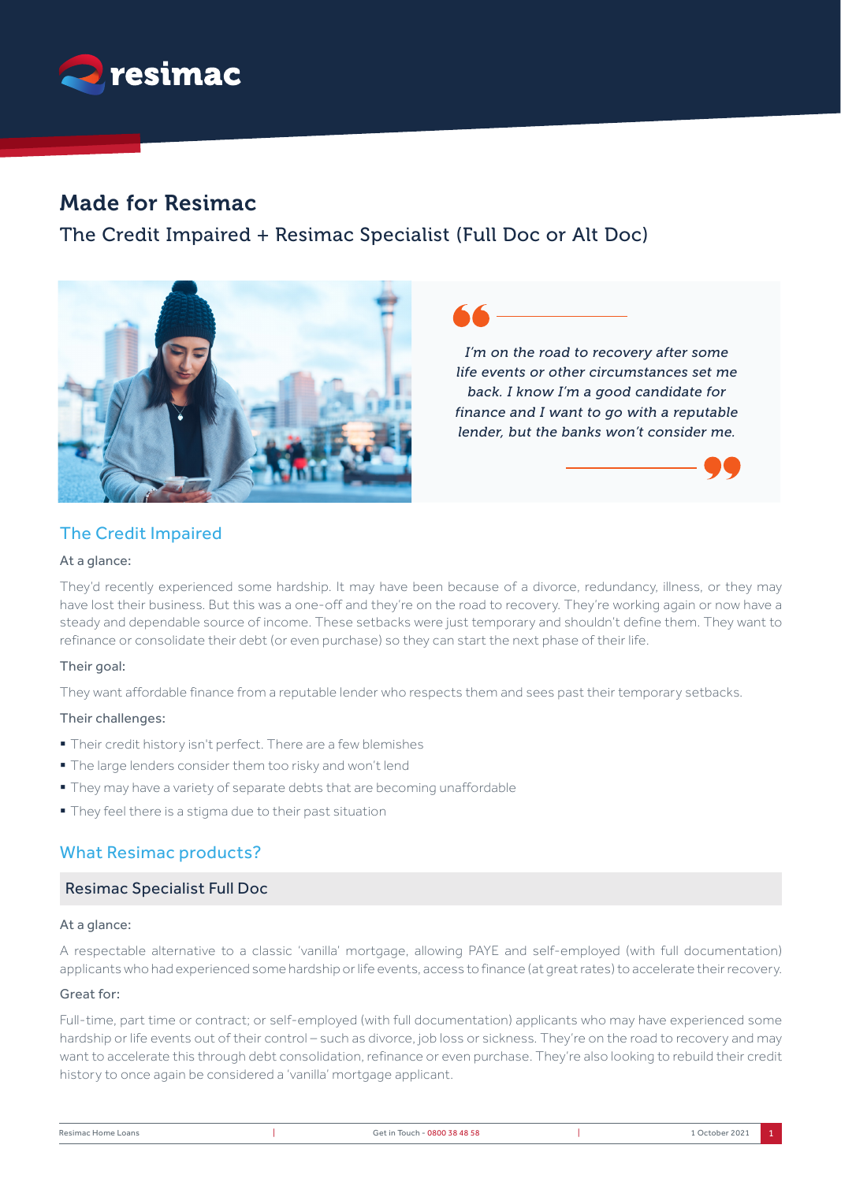resimac

# Made for Resimac

## The Credit Impaired + Resimac Specialist (Full Doc or Alt Doc)

> *I'm on the road to recovery after some life events or other circumstances set me back. I know I'm a good candidate for finance and I want to go with a reputable lender, but the banks won't consider me.*

## The Credit Impaired

At a glance:

They'd recently experienced some hardship. It may have been because of a divorce, redundancy, illness, or they may have lost their business. But this was a one-off and they're on the road to recovery. They're working again or now have a steady and dependable source of income. These setbacks were just temporary and shouldn't define them. They want to refinance or consolidate their debt (or even purchase) so they can start the next phase of their life.

Their goal:

They want affordable finance from a reputable lender who respects them and sees past their temporary setbacks.

Their challenges:

- Their credit history isn't perfect. There are a few blemishes
- The large lenders consider them too risky and won't lend
- They may have a variety of separate debts that are becoming unaffordable
- They feel there is a stigma due to their past situation

## What Resimac products?

### Resimac Specialist Full Doc

At a glance:

A respectable alternative to a classic 'vanilla' mortgage, allowing PAYE and self-employed (with full documentation) applicants who had experienced some hardship or life events, access to finance (at great rates) to accelerate their recovery.

Great for:

Full-time, part time or contract; or self-employed (with full documentation) applicants who may have experienced some hardship or life events out of their control – such as divorce, job loss or sickness. They're on the road to recovery and may want to accelerate this through debt consolidation, refinance or even purchase. They're also looking to rebuild their credit history to once again be considered a 'vanilla' mortgage applicant.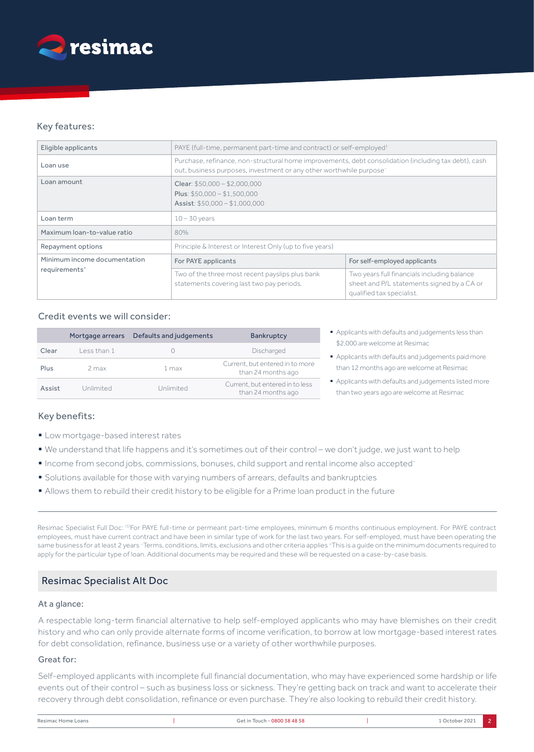## Key features:

| Eligible applicants | PAYE (full-time, permanent part-time and contract) or self-employed[1] | |
|---|---|---|
| Loan use | Purchase, refinance, non-structural home improvements, debt consolidation (including tax debt), cash out, business purposes, investment or any other worthwhile purpose~ | |
| Loan amount | Clear: $50,000 – $2,000,000<br>Plus: $50,000 – $1,500,000<br>Assist: $50,000 – $1,000,000 | |
| Loan term | 10 – 30 years | |
| Maximum loan-to-value ratio | 80% | |
| Repayment options | Principle & Interest or Interest Only (up to five years) | |
| Minimum income documentation requirements* | For PAYE applicants | For self-employed applicants |
| | Two of the three most recent payslips plus bank statements covering last two pay periods. | Two years full financials including balance sheet and P/L statements signed by a CA or qualified tax specialist. |

## Credit events we will consider:

| | Mortgage arrears | Defaults and judgements | Bankruptcy |
|---|---|---|---|
| Clear | Less than 1 | 0 | Discharged |
| Plus | 2 max | 1 max | Current, but entered in to more than 24 months ago |
| Assist | Unlimited | Unlimited | Current, but entered in to less than 24 months ago |

- Applicants with defaults and judgements less than $2,000 are welcome at Resimac
- Applicants with defaults and judgements paid more than 12 months ago are welcome at Resimac
- Applicants with defaults and judgements listed more than two years ago are welcome at Resimac

## Key benefits:

- Low mortgage-based interest rates
- We understand that life happens and it's sometimes out of their control – we don't judge, we just want to help
- Income from second jobs, commissions, bonuses, child support and rental income also accepted~
- Solutions available for those with varying numbers of arrears, defaults and bankruptcies
- Allows them to rebuild their credit history to be eligible for a Prime loan product in the future

Resimac Specialist Full Doc: [1]For PAYE full-time or permeant part-time employees, minimum 6 months continuous employment. For PAYE contract employees, must have current contract and have been in similar type of work for the last two years. For self-employed, must have been operating the same business for at least 2 years ~Terms, conditions, limits, exclusions and other criteria applies *This is a guide on the minimum documents required to apply for the particular type of loan. Additional documents may be required and these will be requested on a case-by-case basis.

## Resimac Specialist Alt Doc

### At a glance:

A respectable long-term financial alternative to help self-employed applicants who may have blemishes on their credit history and who can only provide alternate forms of income verification, to borrow at low mortgage-based interest rates for debt consolidation, refinance, business use or a variety of other worthwhile purposes.

### Great for:

Self-employed applicants with incomplete full financial documentation, who may have experienced some hardship or life events out of their control – such as business loss or sickness. They're getting back on track and want to accelerate their recovery through debt consolidation, refinance or even purchase. They're also looking to rebuild their credit history.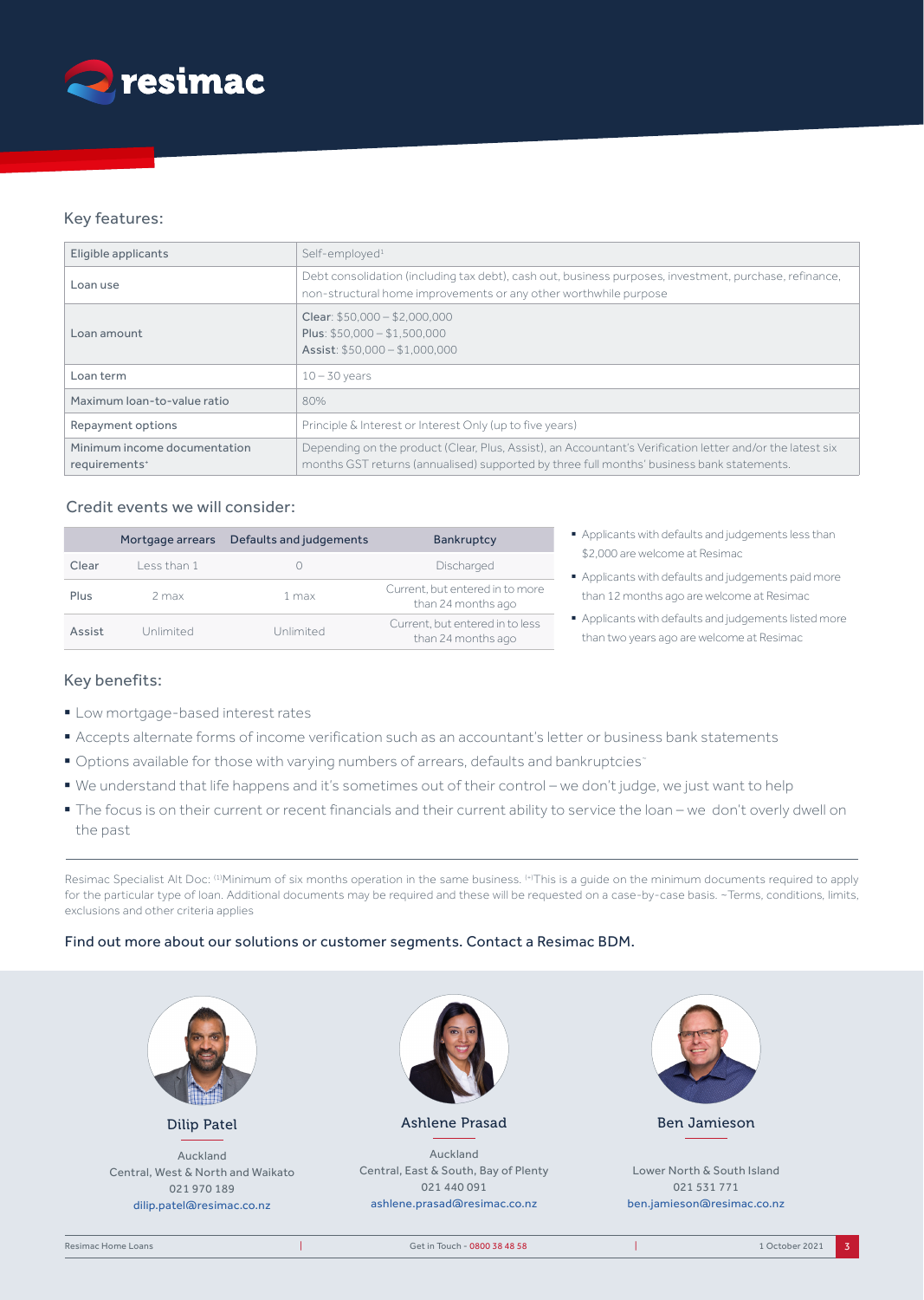resimac

## Key features:

| | |
|---|---|
| Eligible applicants | Self-employed[1] |
| Loan use | Debt consolidation (including tax debt), cash out, business purposes, investment, purchase, refinance, non-structural home improvements or any other worthwhile purpose |
| Loan amount | **Clear**: $50,000 – $2,000,000<br>**Plus**: $50,000 – $1,500,000<br>**Assist**: $50,000 – $1,000,000 |
| Loan term | 10 – 30 years |
| Maximum loan-to-value ratio | 80% |
| Repayment options | Principle & Interest or Interest Only (up to five years) |
| Minimum income documentation requirements[+] | Depending on the product (Clear, Plus, Assist), an Accountant's Verification letter and/or the latest six months GST returns (annualised) supported by three full months' business bank statements. |

## Credit events we will consider:

| | Mortgage arrears | Defaults and judgements | Bankruptcy |
|---|---|---|---|
| Clear | Less than 1 | 0 | Discharged |
| Plus | 2 max | 1 max | Current, but entered in to more than 24 months ago |
| Assist | Unlimited | Unlimited | Current, but entered in to less than 24 months ago |

- Applicants with defaults and judgements less than $2,000 are welcome at Resimac
- Applicants with defaults and judgements paid more than 12 months ago are welcome at Resimac
- Applicants with defaults and judgements listed more than two years ago are welcome at Resimac

## Key benefits:

- Low mortgage-based interest rates
- Accepts alternate forms of income verification such as an accountant's letter or business bank statements
- Options available for those with varying numbers of arrears, defaults and bankruptcies~
- We understand that life happens and it's sometimes out of their control – we don't judge, we just want to help
- The focus is on their current or recent financials and their current ability to service the loan – we don't overly dwell on the past

Resimac Specialist Alt Doc: [1]Minimum of six months operation in the same business. [+]This is a guide on the minimum documents required to apply for the particular type of loan. Additional documents may be required and these will be requested on a case-by-case basis. ~Terms, conditions, limits, exclusions and other criteria applies

Find out more about our solutions or customer segments. Contact a Resimac BDM.

**Dilip Patel**
Auckland
Central, West & North and Waikato
021 970 189
dilip.patel@resimac.co.nz

**Ashlene Prasad**
Auckland
Central, East & South, Bay of Plenty
021 440 091
ashlene.prasad@resimac.co.nz

**Ben Jamieson**
Lower North & South Island
021 531 771
ben.jamieson@resimac.co.nz

Resimac Home Loans | Get in Touch - 0800 38 48 58 | 1 October 2021